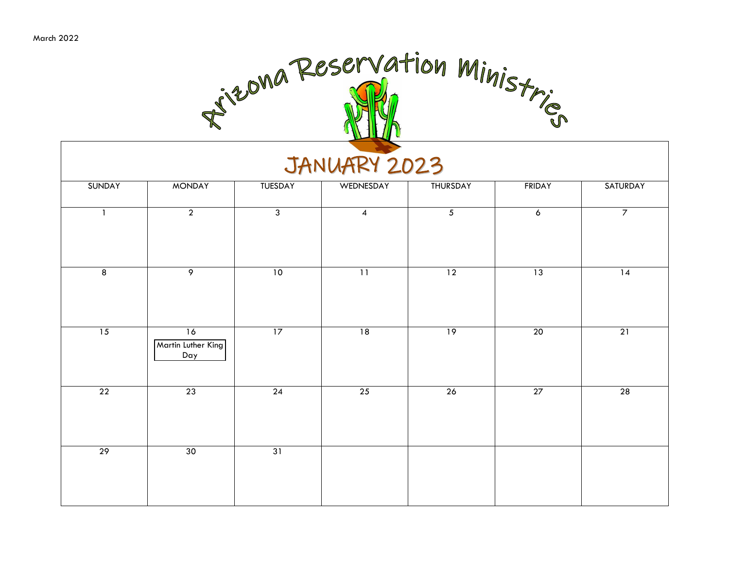March 2022

# Arizona Reservation Ministries

## JANUARY 2023

| SUNDAY | MONDAY | TUESDAY | WEDNESDAY | THURSDAY | FRIDAY | SATURDAY |
|---|---|---|---|---|---|---|
| 1 | 2 | 3 | 4 | 5 | 6 | 7 |
| 8 | 9 | 10 | 11 | 12 | 13 | 14 |
| 15 | 16 Martin Luther King Day | 17 | 18 | 19 | 20 | 21 |
| 22 | 23 | 24 | 25 | 26 | 27 | 28 |
| 29 | 30 | 31 | | | | |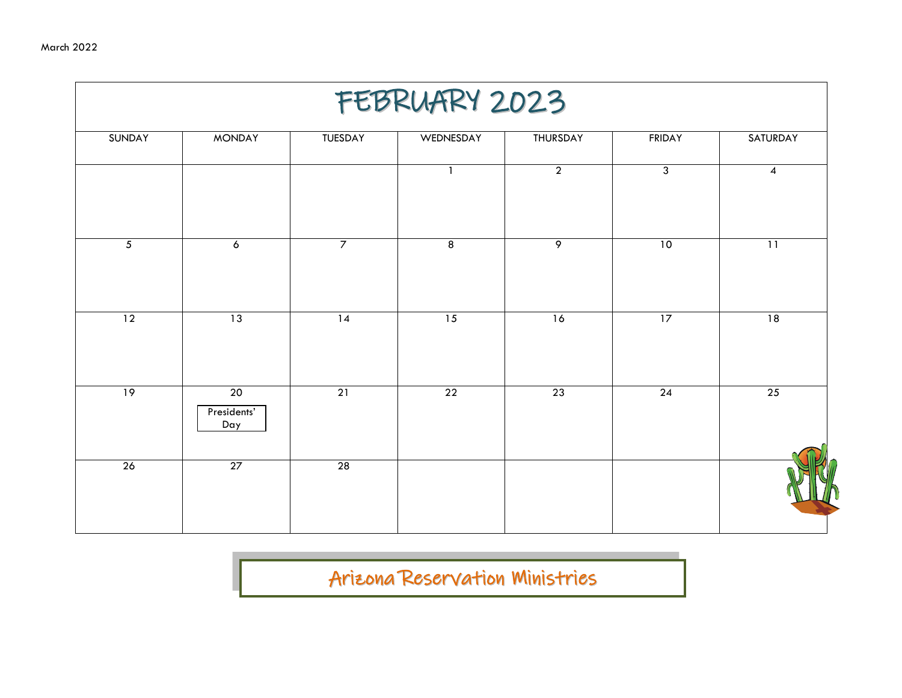# FEBRUARY 2023

| SUNDAY | MONDAY | TUESDAY | WEDNESDAY | THURSDAY | FRIDAY | SATURDAY |
|---|---|---|---|---|---|---|
| | | | 1 | 2 | 3 | 4 |
| 5 | 6 | 7 | 8 | 9 | 10 | 11 |
| 12 | 13 | 14 | 15 | 16 | 17 | 18 |
| 19 | 20 Presidents' Day | 21 | 22 | 23 | 24 | 25 |
| 26 | 27 | 28 | | | | |

Arizona Reservation Ministries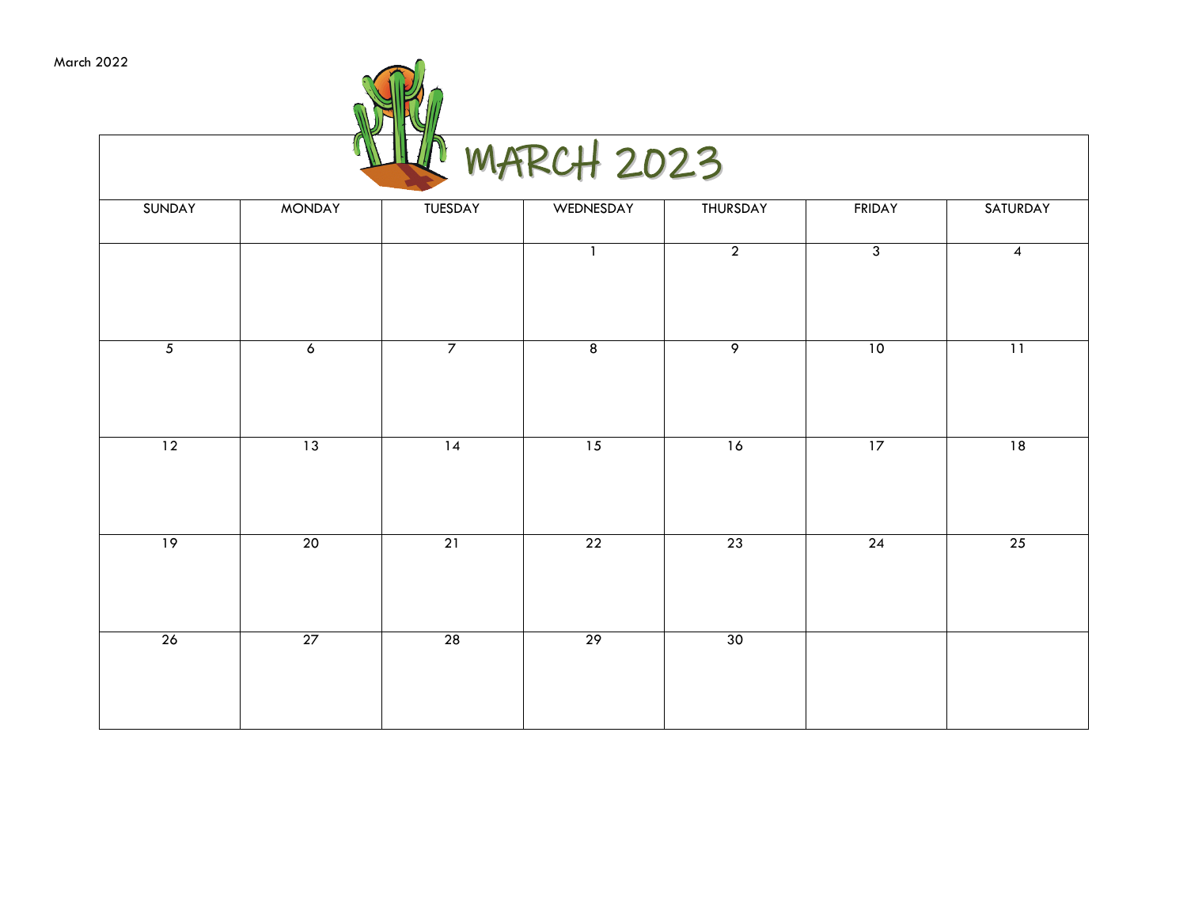March 2022

# MARCH 2023

| SUNDAY | MONDAY | TUESDAY | WEDNESDAY | THURSDAY | FRIDAY | SATURDAY |
|---|---|---|---|---|---|---|
| | | | 1 | 2 | 3 | 4 |
| 5 | 6 | 7 | 8 | 9 | 10 | 11 |
| 12 | 13 | 14 | 15 | 16 | 17 | 18 |
| 19 | 20 | 21 | 22 | 23 | 24 | 25 |
| 26 | 27 | 28 | 29 | 30 | | |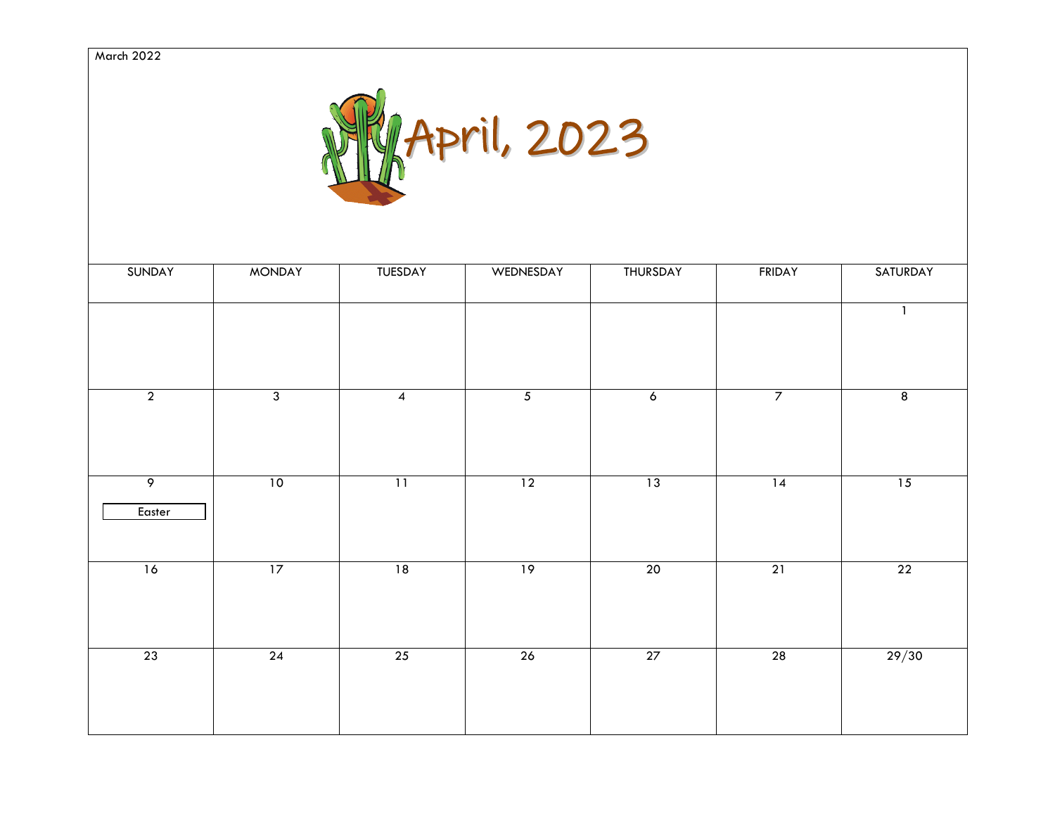March 2022

# April, 2023

| SUNDAY | MONDAY | TUESDAY | WEDNESDAY | THURSDAY | FRIDAY | SATURDAY |
|---|---|---|---|---|---|---|
| | | | | | | 1 |
| 2 | 3 | 4 | 5 | 6 | 7 | 8 |
| 9 Easter | 10 | 11 | 12 | 13 | 14 | 15 |
| 16 | 17 | 18 | 19 | 20 | 21 | 22 |
| 23 | 24 | 25 | 26 | 27 | 28 | 29/30 |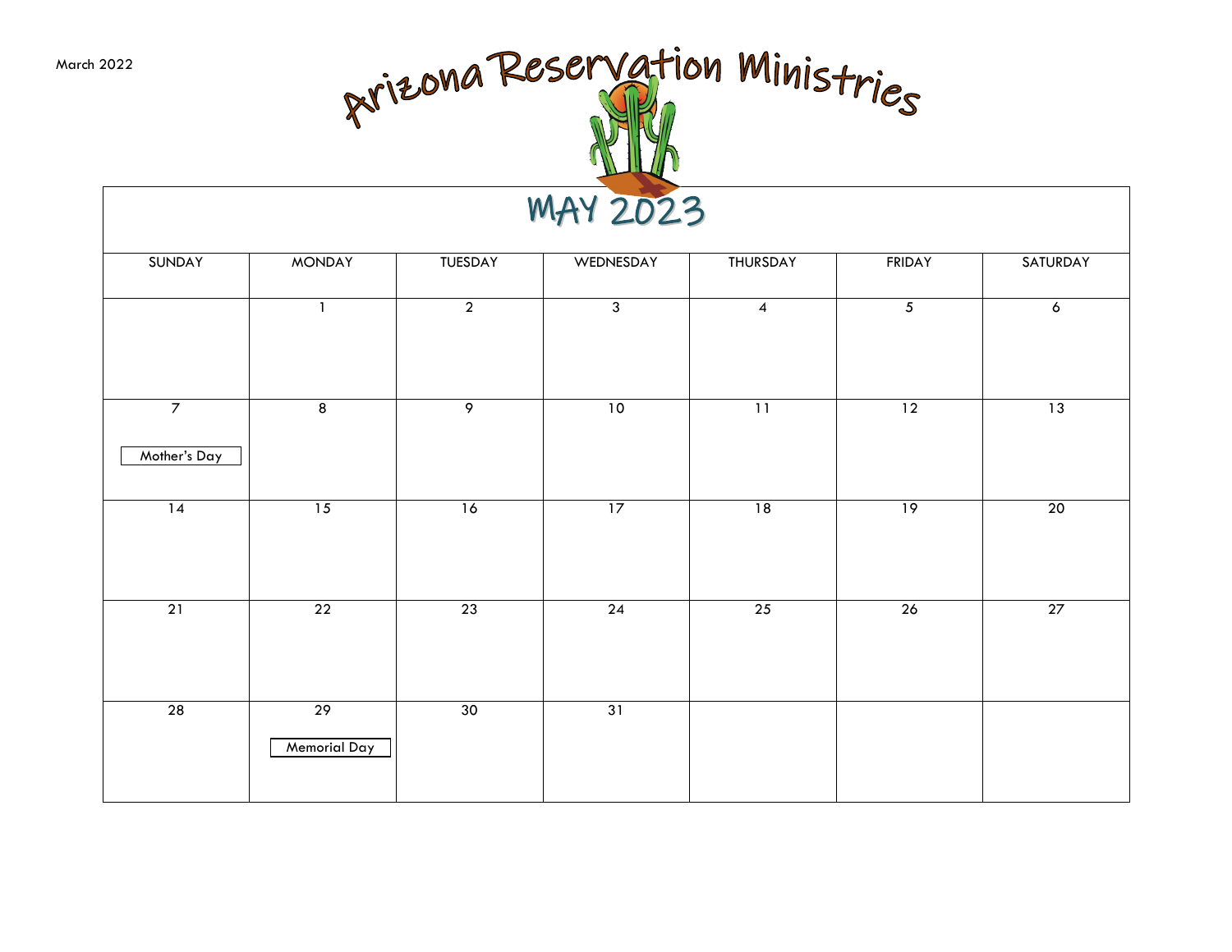March 2022

# Arizona Reservation Ministries

## MAY 2023

| SUNDAY | MONDAY | TUESDAY | WEDNESDAY | THURSDAY | FRIDAY | SATURDAY |
|---|---|---|---|---|---|---|
| | 1 | 2 | 3 | 4 | 5 | 6 |
| 7 Mother's Day | 8 | 9 | 10 | 11 | 12 | 13 |
| 14 | 15 | 16 | 17 | 18 | 19 | 20 |
| 21 | 22 | 23 | 24 | 25 | 26 | 27 |
| 28 | 29 Memorial Day | 30 | 31 | | | |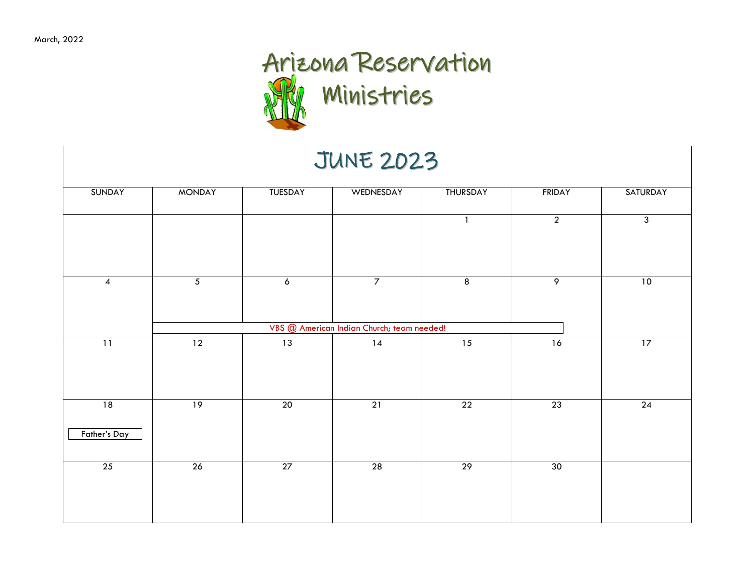March, 2022

# Arizona Reservation Ministries

## JUNE 2023

| SUNDAY | MONDAY | TUESDAY | WEDNESDAY | THURSDAY | FRIDAY | SATURDAY |
|---|---|---|---|---|---|---|
| | | | | 1 | 2 | 3 |
| 4 | 5 | 6 | 7 | 8 | 9 | 10 |
| | VBS @ American Indian Church; team needed! | | | | | |
| 11 | 12 | 13 | 14 | 15 | 16 | 17 |
| 18 Father's Day | 19 | 20 | 21 | 22 | 23 | 24 |
| 25 | 26 | 27 | 28 | 29 | 30 | |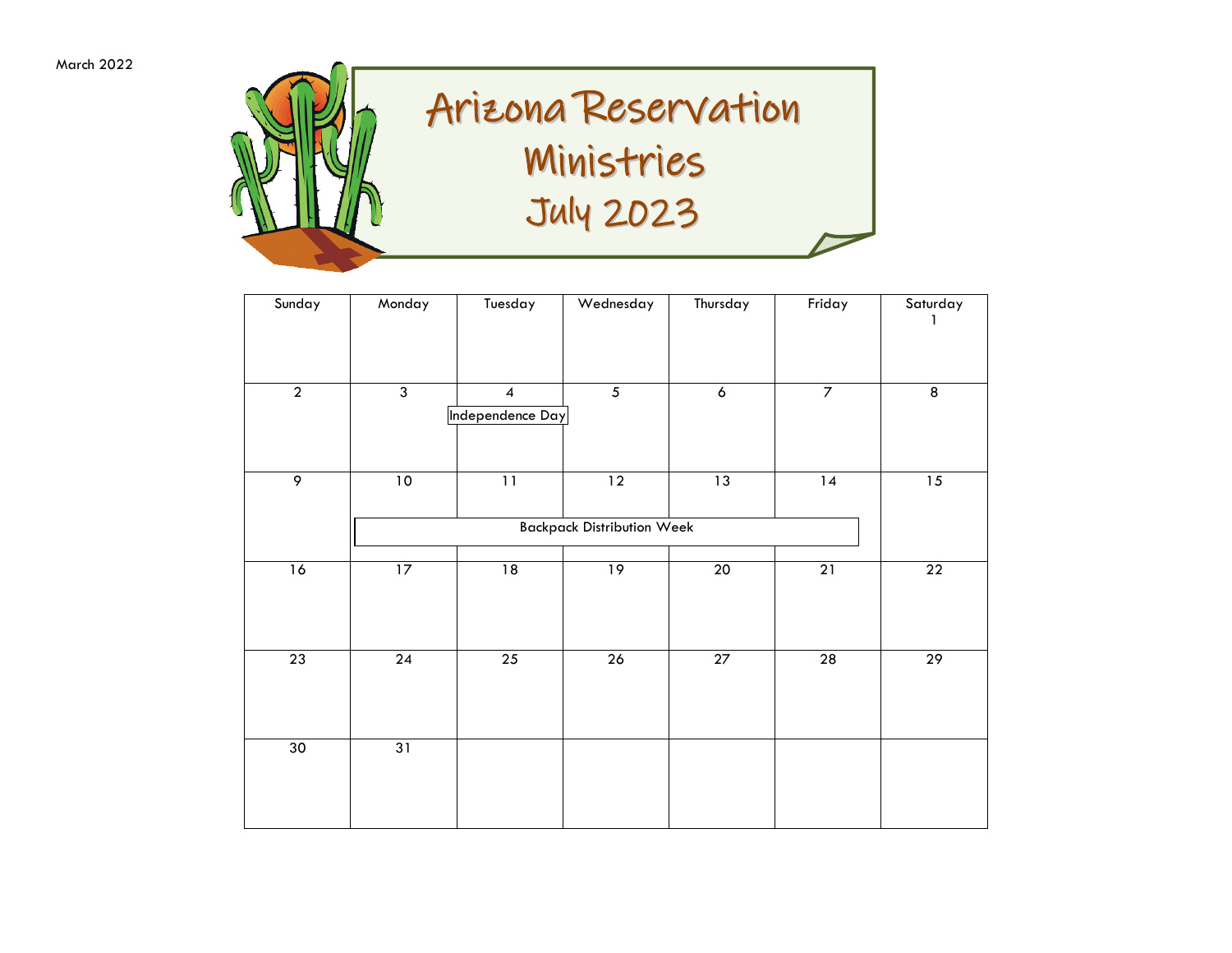March 2022

# Arizona Reservation Ministries
# July 2023

| Sunday | Monday | Tuesday | Wednesday | Thursday | Friday | Saturday |
|---|---|---|---|---|---|---|
| | | | | | | 1 |
| 2 | 3 | 4<br>Independence Day | 5 | 6 | 7 | 8 |
| 9 | 10<br>Backpack Distribution Week | 11 | 12 | 13 | 14 | 15 |
| 16 | 17 | 18 | 19 | 20 | 21 | 22 |
| 23 | 24 | 25 | 26 | 27 | 28 | 29 |
| 30 | 31 | | | | | |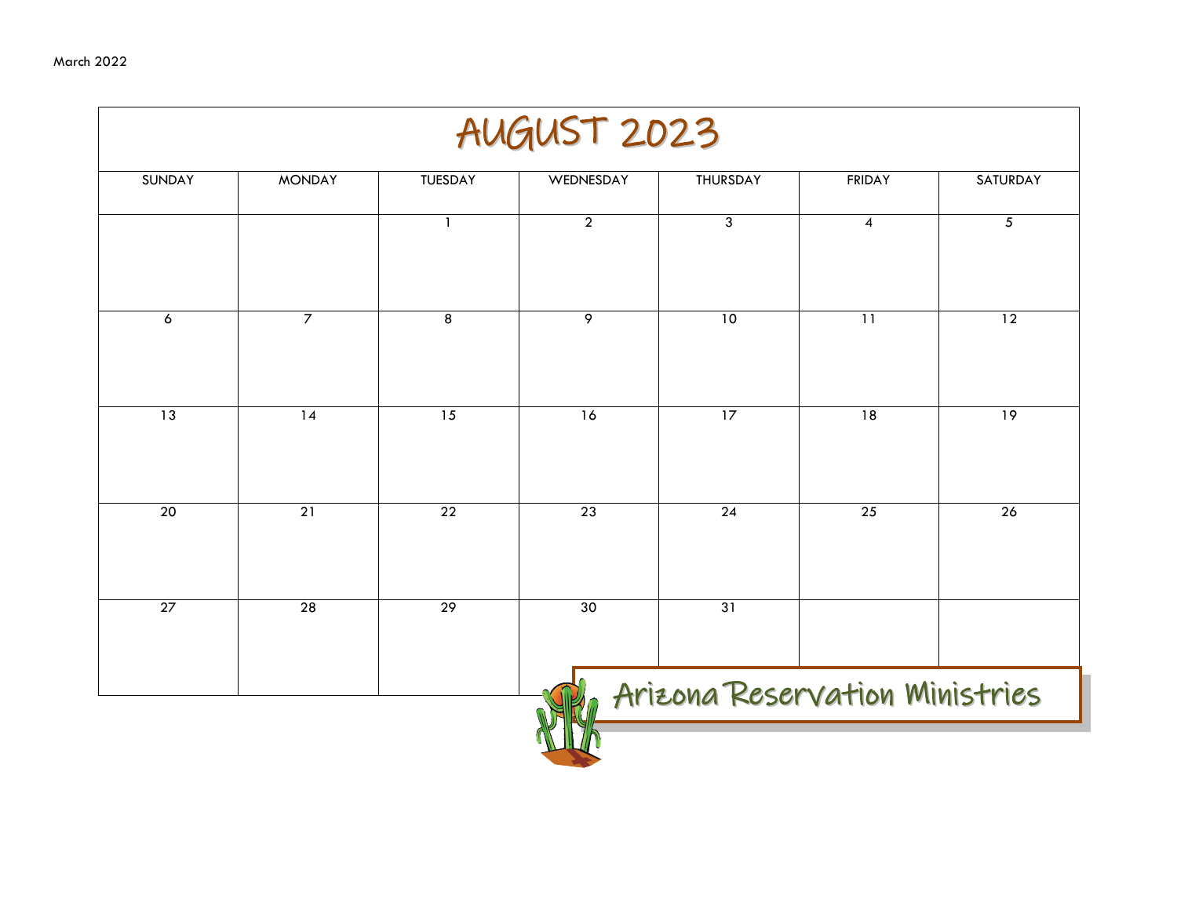March 2022

# AUGUST 2023

| SUNDAY | MONDAY | TUESDAY | WEDNESDAY | THURSDAY | FRIDAY | SATURDAY |
|---|---|---|---|---|---|---|
| | | 1 | 2 | 3 | 4 | 5 |
| 6 | 7 | 8 | 9 | 10 | 11 | 12 |
| 13 | 14 | 15 | 16 | 17 | 18 | 19 |
| 20 | 21 | 22 | 23 | 24 | 25 | 26 |
| 27 | 28 | 29 | 30 | 31 | | |

Arizona Reservation Ministries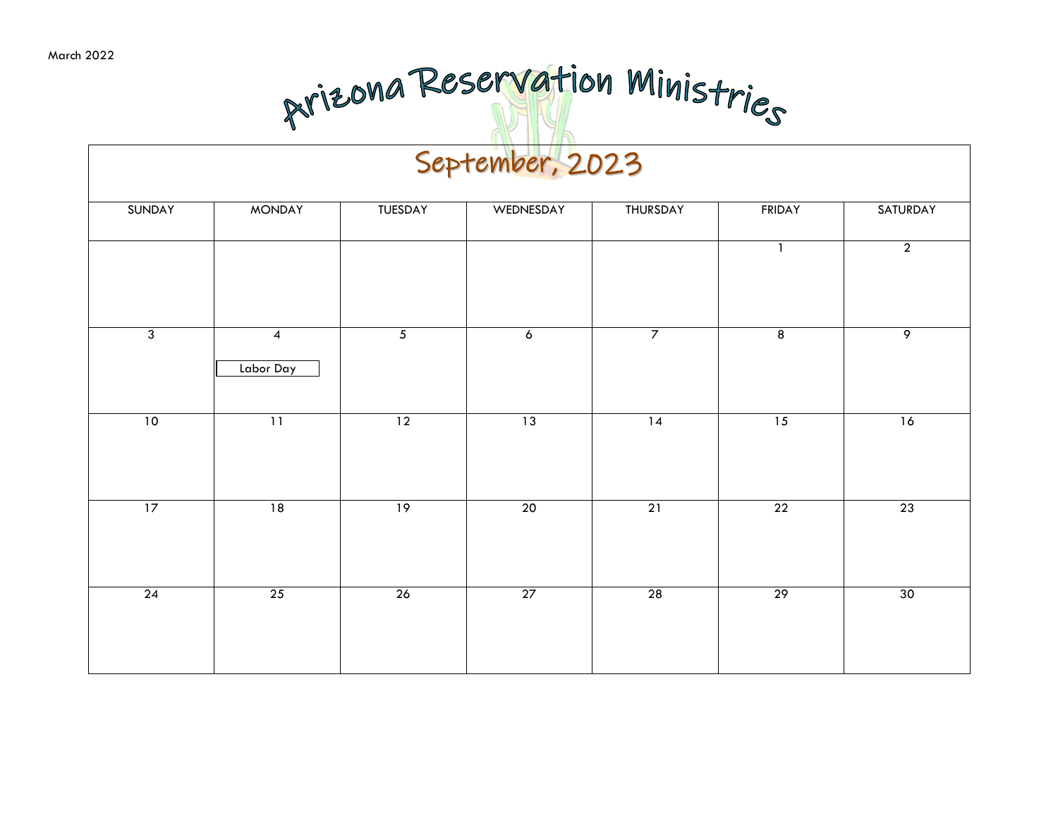March 2022

# Arizona Reservation Ministries

## September, 2023

| SUNDAY | MONDAY | TUESDAY | WEDNESDAY | THURSDAY | FRIDAY | SATURDAY |
|---|---|---|---|---|---|---|
| | | | | | 1 | 2 |
| 3 | 4 Labor Day | 5 | 6 | 7 | 8 | 9 |
| 10 | 11 | 12 | 13 | 14 | 15 | 16 |
| 17 | 18 | 19 | 20 | 21 | 22 | 23 |
| 24 | 25 | 26 | 27 | 28 | 29 | 30 |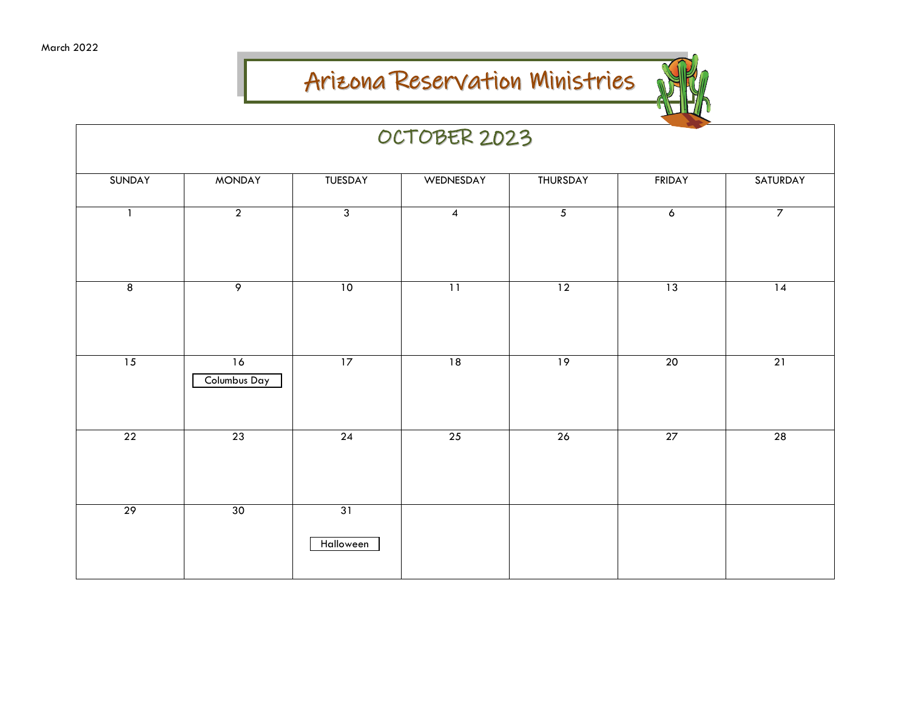# Arizona Reservation Ministries

## OCTOBER 2023

| SUNDAY | MONDAY | TUESDAY | WEDNESDAY | THURSDAY | FRIDAY | SATURDAY |
|---|---|---|---|---|---|---|
| 1 | 2 | 3 | 4 | 5 | 6 | 7 |
| 8 | 9 | 10 | 11 | 12 | 13 | 14 |
| 15 | 16 Columbus Day | 17 | 18 | 19 | 20 | 21 |
| 22 | 23 | 24 | 25 | 26 | 27 | 28 |
| 29 | 30 | 31 Halloween | | | | |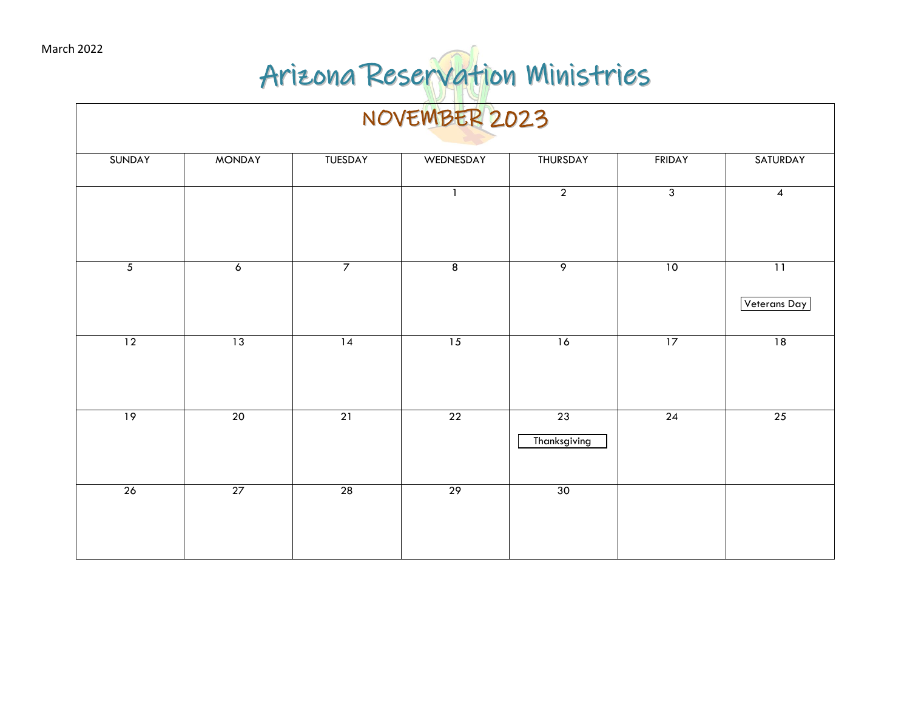March 2022

# Arizona Reservation Ministries

## NOVEMBER 2023

| SUNDAY | MONDAY | TUESDAY | WEDNESDAY | THURSDAY | FRIDAY | SATURDAY |
|---|---|---|---|---|---|---|
| | | | 1 | 2 | 3 | 4 |
| 5 | 6 | 7 | 8 | 9 | 10 | 11 Veterans Day |
| 12 | 13 | 14 | 15 | 16 | 17 | 18 |
| 19 | 20 | 21 | 22 | 23 Thanksgiving | 24 | 25 |
| 26 | 27 | 28 | 29 | 30 | | |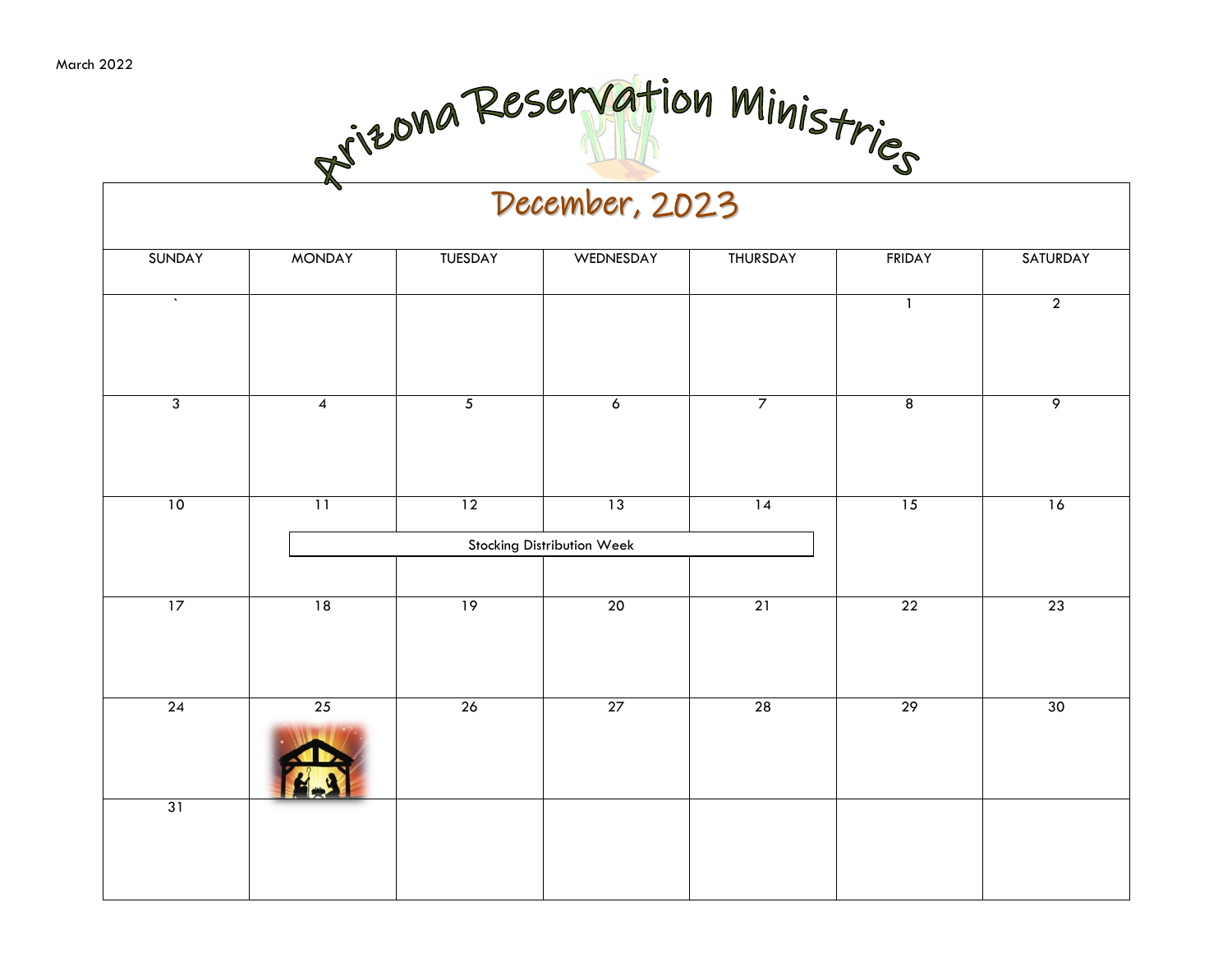March 2022

# Arizona Reservation Ministries

## December, 2023

| SUNDAY | MONDAY | TUESDAY | WEDNESDAY | THURSDAY | FRIDAY | SATURDAY |
|---|---|---|---|---|---|---|
| ` | | | | | 1 | 2 |
| 3 | 4 | 5 | 6 | 7 | 8 | 9 |
| 10 | 11 Stocking Distribution Week | 12 | 13 | 14 | 15 | 16 |
| 17 | 18 | 19 | 20 | 21 | 22 | 23 |
| 24 | 25 | 26 | 27 | 28 | 29 | 30 |
| 31 | | | | | | |